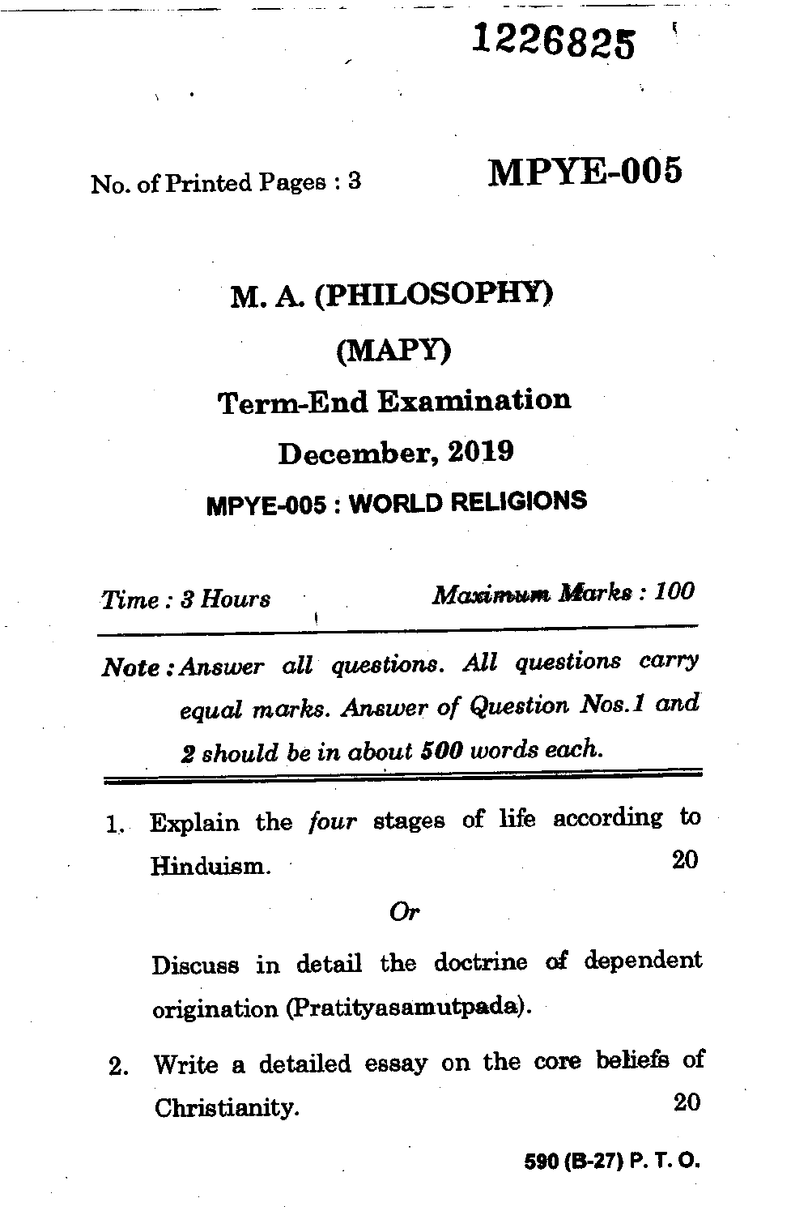1226825

No. of Printed Pages : 3

**MPYE-005**

# M. A. (PHILOSOPHY)

## (MAPY)

## Term-End Examination

## December, 2019

### MPYE-005 : WORLD RELIGIONS

*Time : 3 Hours* *Maximum Marks : 100*

---

**Note :** *Answer all questions. All questions carry equal marks. Answer of Question Nos.1 and 2 should be in about* **500** *words each.*

---

1. Explain the *four* stages of life according to Hinduism. 20

   *Or*

   Discuss in detail the doctrine of dependent origination (Pratityasamutpada).

2. Write a detailed essay on the core beliefs of Christianity. 20

590 (B-27) P. T. O.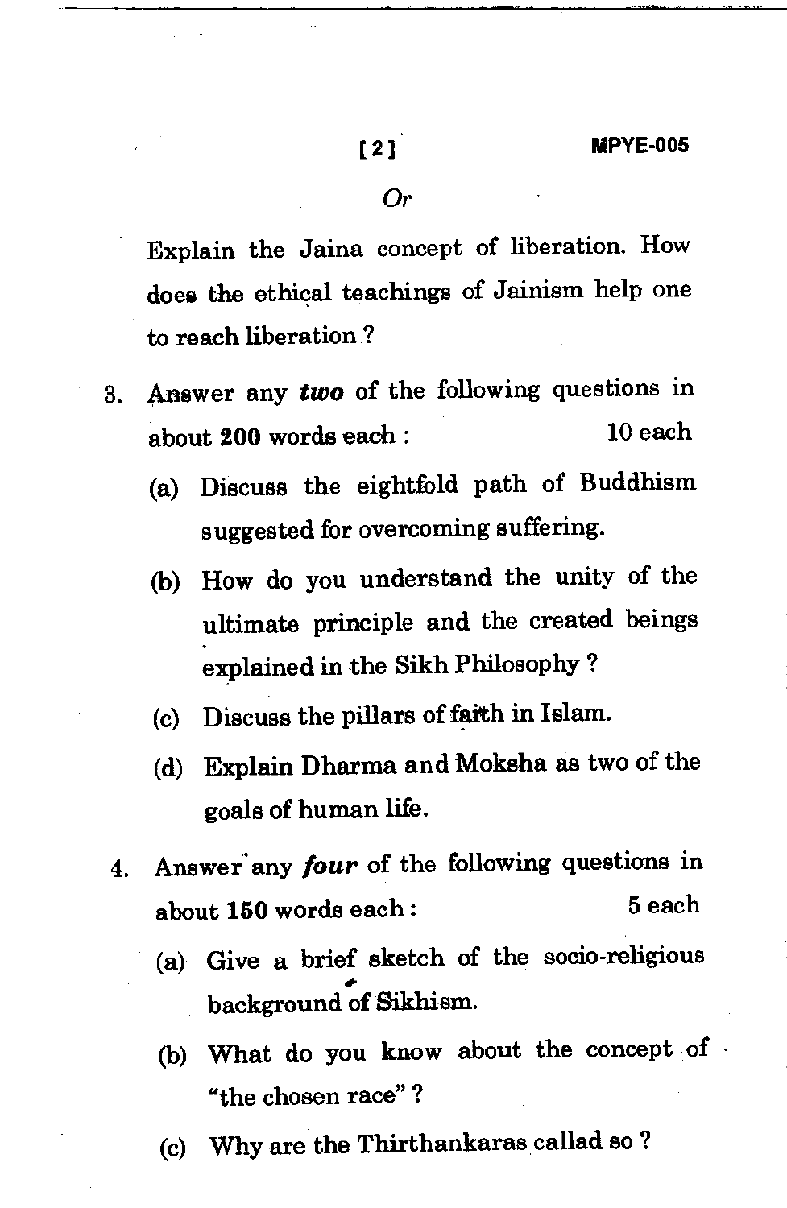*Or*

Explain the Jaina concept of liberation. How does the ethical teachings of Jainism help one to reach liberation ?

3. Answer any ***two*** of the following questions in about **200** words each : 10 each

   (a) Discuss the eightfold path of Buddhism suggested for overcoming suffering.

   (b) How do you understand the unity of the ultimate principle and the created beings explained in the Sikh Philosophy ?

   (c) Discuss the pillars of faith in Islam.

   (d) Explain Dharma and Moksha as two of the goals of human life.

4. Answer any ***four*** of the following questions in about **150** words each : 5 each

   (a) Give a brief sketch of the socio-religious background of Sikhism.

   (b) What do you know about the concept of "the chosen race" ?

   (c) Why are the Thirthankaras callad so ?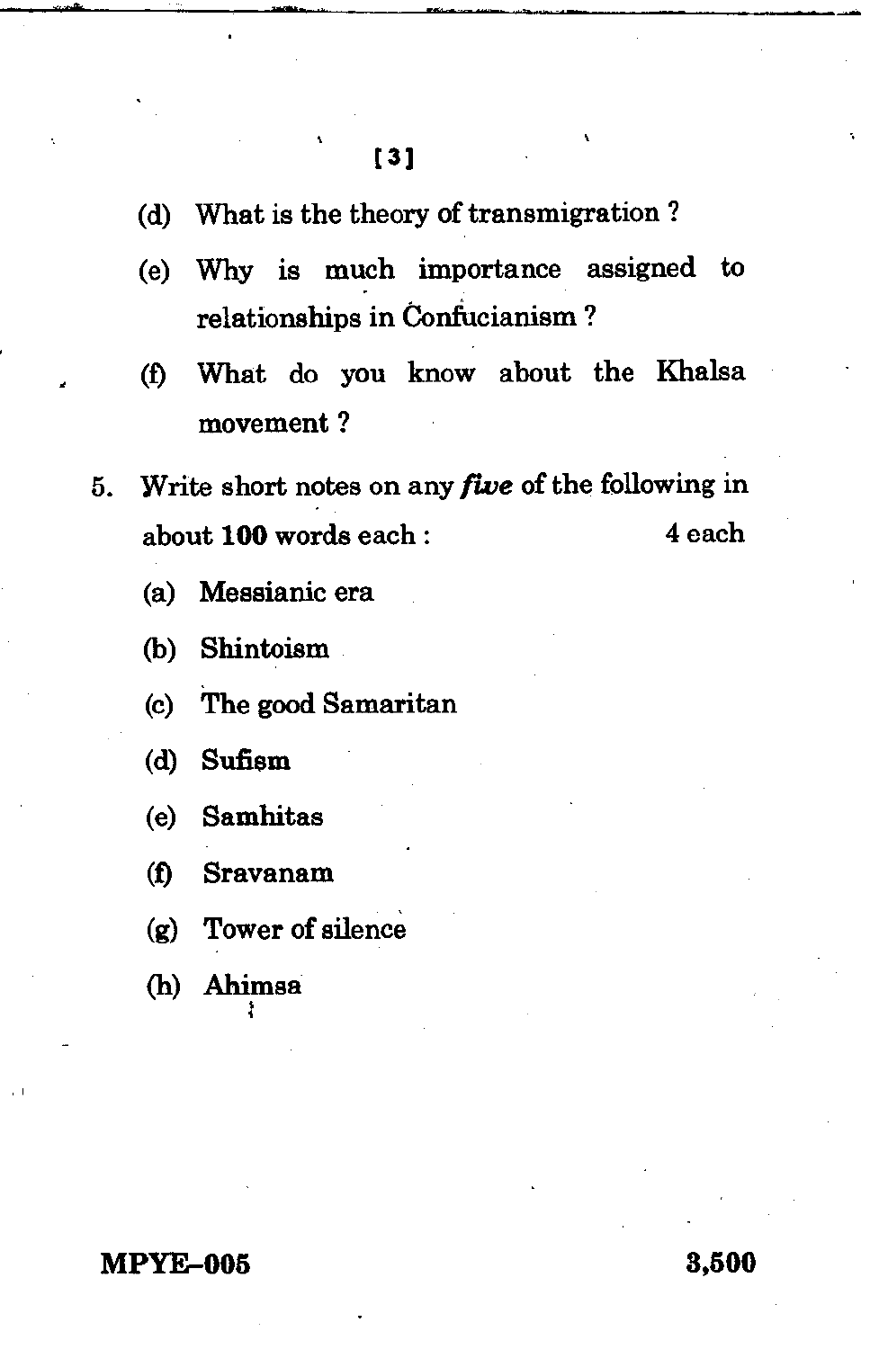(d) What is the theory of transmigration ?

(e) Why is much importance assigned to relationships in Confucianism ?

(f) What do you know about the Khalsa movement ?

5. Write short notes on any *five* of the following in about **100** words each : 4 each

(a) Messianic era

(b) Shintoism

(c) The good Samaritan

(d) Sufism

(e) Samhitas

(f) Sravanam

(g) Tower of silence

(h) Ahimsa

**MPYE–005** **3,500**